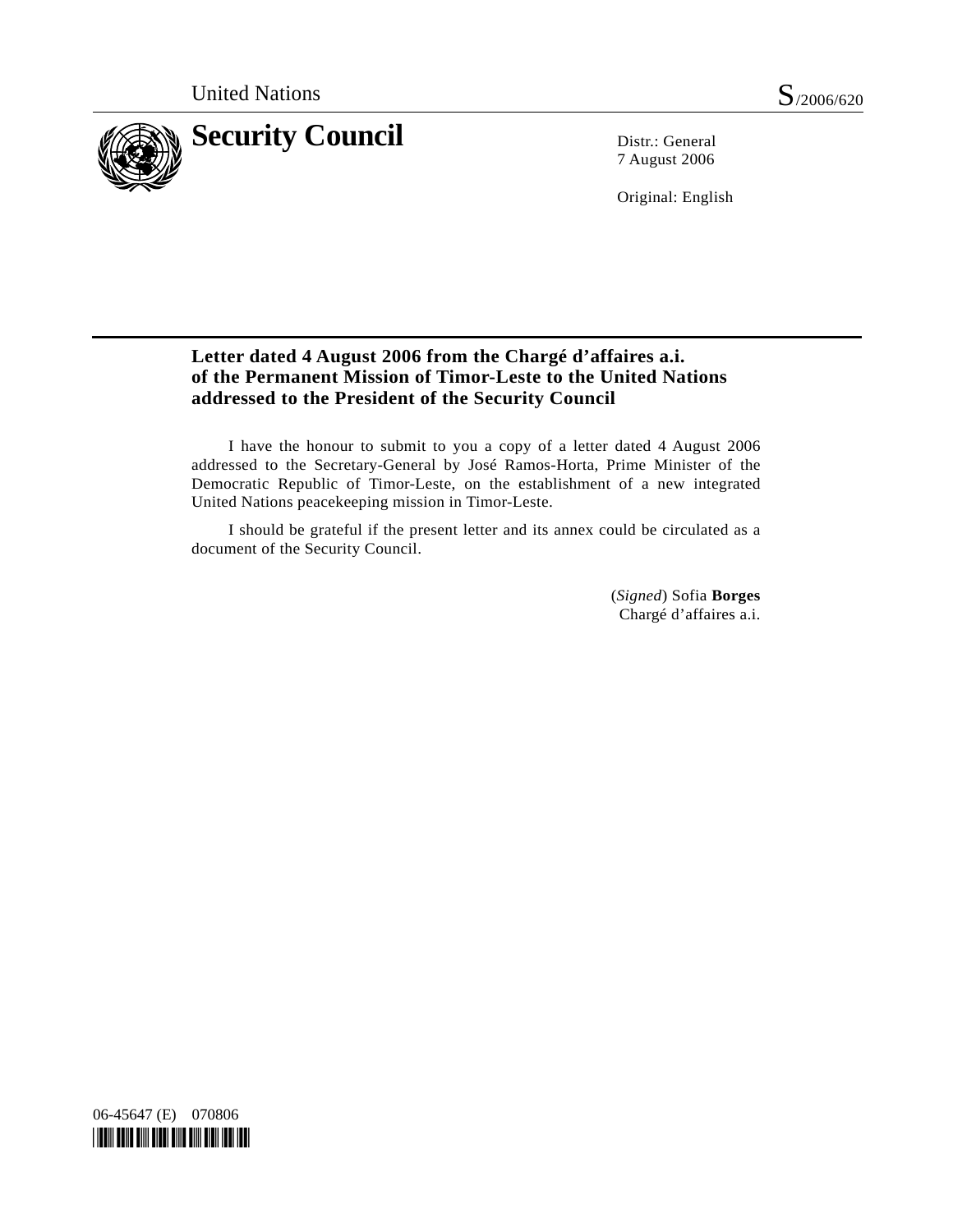United Nations S/2006/620

# Security Council

Distr.: General
7 August 2006

Original: English

## Letter dated 4 August 2006 from the Chargé d'affaires a.i. of the Permanent Mission of Timor-Leste to the United Nations addressed to the President of the Security Council

I have the honour to submit to you a copy of a letter dated 4 August 2006 addressed to the Secretary-General by José Ramos-Horta, Prime Minister of the Democratic Republic of Timor-Leste, on the establishment of a new integrated United Nations peacekeeping mission in Timor-Leste.

I should be grateful if the present letter and its annex could be circulated as a document of the Security Council.

(*Signed*) Sofia **Borges**
Chargé d'affaires a.i.

06-45647 (E) 070806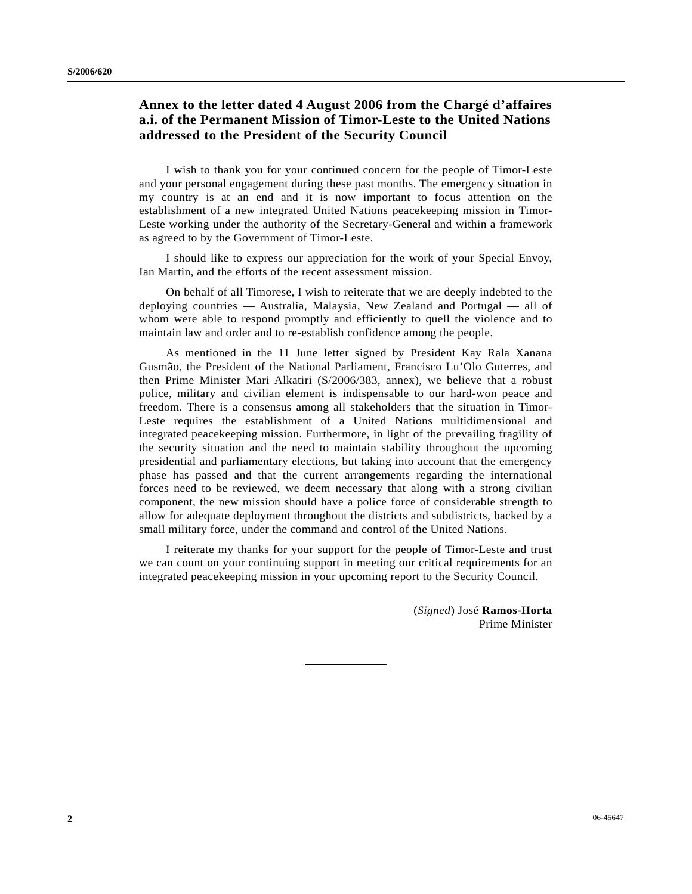## Annex to the letter dated 4 August 2006 from the Chargé d'affaires a.i. of the Permanent Mission of Timor-Leste to the United Nations addressed to the President of the Security Council

I wish to thank you for your continued concern for the people of Timor-Leste and your personal engagement during these past months. The emergency situation in my country is at an end and it is now important to focus attention on the establishment of a new integrated United Nations peacekeeping mission in Timor-Leste working under the authority of the Secretary-General and within a framework as agreed to by the Government of Timor-Leste.

I should like to express our appreciation for the work of your Special Envoy, Ian Martin, and the efforts of the recent assessment mission.

On behalf of all Timorese, I wish to reiterate that we are deeply indebted to the deploying countries — Australia, Malaysia, New Zealand and Portugal — all of whom were able to respond promptly and efficiently to quell the violence and to maintain law and order and to re-establish confidence among the people.

As mentioned in the 11 June letter signed by President Kay Rala Xanana Gusmão, the President of the National Parliament, Francisco Lu'Olo Guterres, and then Prime Minister Mari Alkatiri (S/2006/383, annex), we believe that a robust police, military and civilian element is indispensable to our hard-won peace and freedom. There is a consensus among all stakeholders that the situation in Timor-Leste requires the establishment of a United Nations multidimensional and integrated peacekeeping mission. Furthermore, in light of the prevailing fragility of the security situation and the need to maintain stability throughout the upcoming presidential and parliamentary elections, but taking into account that the emergency phase has passed and that the current arrangements regarding the international forces need to be reviewed, we deem necessary that along with a strong civilian component, the new mission should have a police force of considerable strength to allow for adequate deployment throughout the districts and subdistricts, backed by a small military force, under the command and control of the United Nations.

I reiterate my thanks for your support for the people of Timor-Leste and trust we can count on your continuing support in meeting our critical requirements for an integrated peacekeeping mission in your upcoming report to the Security Council.

(*Signed*) José **Ramos-Horta**
Prime Minister